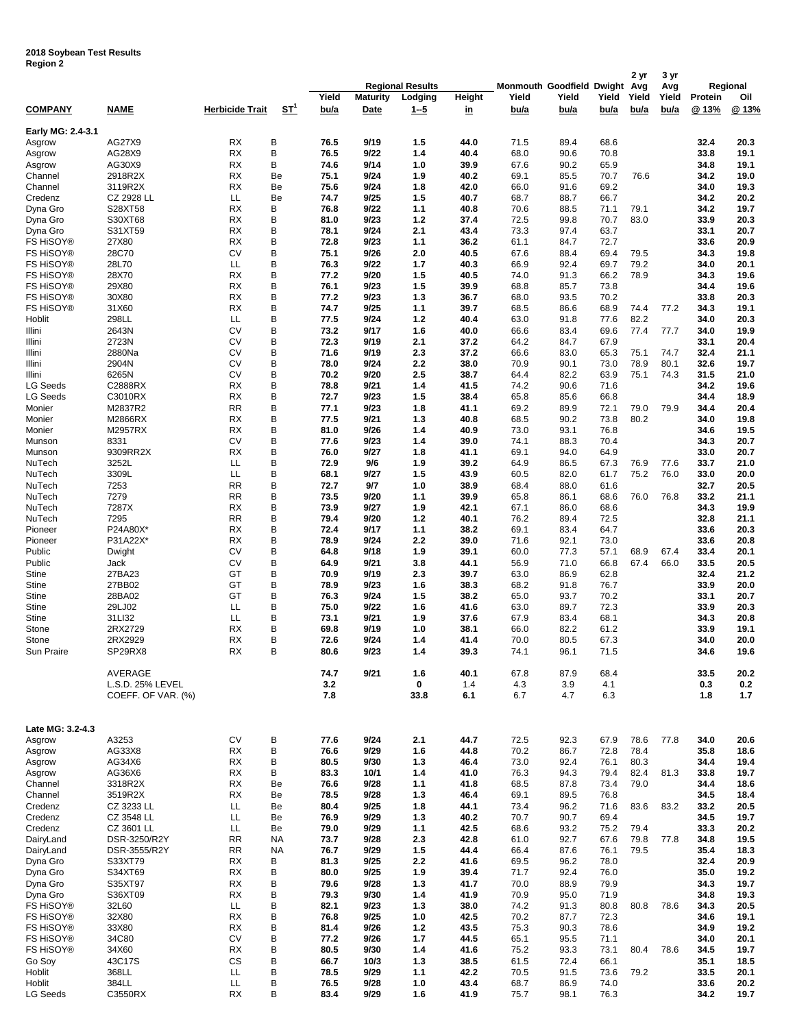**2018 Soybean Test Results**
**Region 2**

| COMPANY | NAME | Herbicide Trait | ST[1] | Regional Results Yield bu/a | Maturity Date | Lodging 1--5 | Height in | Monmouth Yield bu/a | Goodfield Yield bu/a | Dwight Yield bu/a | 2 yr Avg Yield bu/a | 3 yr Avg Yield bu/a | Regional Protein @ 13% | Oil @ 13% |
|---|---|---|---|---|---|---|---|---|---|---|---|---|---|---|
| **Early MG: 2.4-3.1** | | | | | | | | | | | | | | |
| Asgrow | AG27X9 | RX | B | 76.5 | 9/19 | 1.5 | 44.0 | 71.5 | 89.4 | 68.6 | | | 32.4 | 20.3 |
| Asgrow | AG28X9 | RX | B | 76.5 | 9/22 | 1.4 | 40.4 | 68.0 | 90.6 | 70.8 | | | 33.8 | 19.1 |
| Asgrow | AG30X9 | RX | B | 74.6 | 9/14 | 1.0 | 39.9 | 67.6 | 90.2 | 65.9 | | | 34.8 | 19.1 |
| Channel | 2918R2X | RX | Be | 75.1 | 9/24 | 1.9 | 40.2 | 69.1 | 85.5 | 70.7 | 76.6 | | 34.2 | 19.0 |
| Channel | 3119R2X | RX | Be | 75.6 | 9/24 | 1.8 | 42.0 | 66.0 | 91.6 | 69.2 | | | 34.0 | 19.3 |
| Credenz | CZ 2928 LL | LL | Be | 74.7 | 9/25 | 1.5 | 40.7 | 68.7 | 88.7 | 66.7 | | | 34.2 | 20.2 |
| Dyna Gro | S28XT58 | RX | B | 76.8 | 9/22 | 1.1 | 40.8 | 70.6 | 88.5 | 71.1 | 79.1 | | 34.2 | 19.7 |
| Dyna Gro | S30XT68 | RX | B | 81.0 | 9/23 | 1.2 | 37.4 | 72.5 | 99.8 | 70.7 | 83.0 | | 33.9 | 20.3 |
| Dyna Gro | S31XT59 | RX | B | 78.1 | 9/24 | 2.1 | 43.4 | 73.3 | 97.4 | 63.7 | | | 33.1 | 20.7 |
| FS HiSOY® | 27X80 | RX | B | 72.8 | 9/23 | 1.1 | 36.2 | 61.1 | 84.7 | 72.7 | | | 33.6 | 20.9 |
| FS HiSOY® | 28C70 | CV | B | 75.1 | 9/26 | 2.0 | 40.5 | 67.6 | 88.4 | 69.4 | 79.5 | | 34.3 | 19.8 |
| FS HiSOY® | 28L70 | LL | B | 76.3 | 9/22 | 1.7 | 40.3 | 66.9 | 92.4 | 69.7 | 79.2 | | 34.0 | 20.1 |
| FS HiSOY® | 28X70 | RX | B | 77.2 | 9/20 | 1.5 | 40.5 | 74.0 | 91.3 | 66.2 | 78.9 | | 34.3 | 19.6 |
| FS HiSOY® | 29X80 | RX | B | 76.1 | 9/23 | 1.5 | 39.9 | 68.8 | 85.7 | 73.8 | | | 34.4 | 19.6 |
| FS HiSOY® | 30X80 | RX | B | 77.2 | 9/23 | 1.3 | 36.7 | 68.0 | 93.5 | 70.2 | | | 33.8 | 20.3 |
| FS HiSOY® | 31X60 | RX | B | 74.7 | 9/25 | 1.1 | 39.7 | 68.5 | 86.6 | 68.9 | 74.4 | 77.2 | 34.3 | 19.1 |
| Hoblit | 298LL | LL | B | 77.5 | 9/24 | 1.2 | 40.4 | 63.0 | 91.8 | 77.6 | 82.2 | | 34.0 | 20.3 |
| Illini | 2643N | CV | B | 73.2 | 9/17 | 1.6 | 40.0 | 66.6 | 83.4 | 69.6 | 77.4 | 77.7 | 34.0 | 19.9 |
| Illini | 2723N | CV | B | 72.3 | 9/19 | 2.1 | 37.2 | 64.2 | 84.7 | 67.9 | | | 33.1 | 20.4 |
| Illini | 2880Na | CV | B | 71.6 | 9/19 | 2.3 | 37.2 | 66.6 | 83.0 | 65.3 | 75.1 | 74.7 | 32.4 | 21.1 |
| Illini | 2904N | CV | B | 78.0 | 9/24 | 2.2 | 38.0 | 70.9 | 90.1 | 73.0 | 78.9 | 80.1 | 32.6 | 19.7 |
| Illini | 6265N | CV | B | 70.2 | 9/20 | 2.5 | 38.7 | 64.4 | 82.2 | 63.9 | 75.1 | 74.3 | 31.5 | 21.0 |
| LG Seeds | C2888RX | RX | B | 78.8 | 9/21 | 1.4 | 41.5 | 74.2 | 90.6 | 71.6 | | | 34.2 | 19.6 |
| LG Seeds | C3010RX | RX | B | 72.7 | 9/23 | 1.5 | 38.4 | 65.8 | 85.6 | 66.8 | | | 34.4 | 18.9 |
| Monier | M2837R2 | RR | B | 77.1 | 9/23 | 1.8 | 41.1 | 69.2 | 89.9 | 72.1 | 79.0 | 79.9 | 34.4 | 20.4 |
| Monier | M2866RX | RX | B | 77.5 | 9/21 | 1.3 | 40.8 | 68.5 | 90.2 | 73.8 | 80.2 | | 34.0 | 19.8 |
| Monier | M2957RX | RX | B | 81.0 | 9/26 | 1.4 | 40.9 | 73.0 | 93.1 | 76.8 | | | 34.6 | 19.5 |
| Munson | 8331 | CV | B | 77.6 | 9/23 | 1.4 | 39.0 | 74.1 | 88.3 | 70.4 | | | 34.3 | 20.7 |
| Munson | 9309RR2X | RX | B | 76.0 | 9/27 | 1.8 | 41.1 | 69.1 | 94.0 | 64.9 | | | 33.0 | 20.7 |
| NuTech | 3252L | LL | B | 72.9 | 9/6 | 1.9 | 39.2 | 64.9 | 86.5 | 67.3 | 76.9 | 77.6 | 33.7 | 21.0 |
| NuTech | 3309L | LL | B | 68.1 | 9/27 | 1.5 | 43.9 | 60.5 | 82.0 | 61.7 | 75.2 | 76.0 | 33.0 | 20.0 |
| NuTech | 7253 | RR | B | 72.7 | 9/7 | 1.0 | 38.9 | 68.4 | 88.0 | 61.6 | | | 32.7 | 20.5 |
| NuTech | 7279 | RR | B | 73.5 | 9/20 | 1.1 | 39.9 | 65.8 | 86.1 | 68.6 | 76.0 | 76.8 | 33.2 | 21.1 |
| NuTech | 7287X | RX | B | 73.9 | 9/27 | 1.9 | 42.1 | 67.1 | 86.0 | 68.6 | | | 34.3 | 19.9 |
| NuTech | 7295 | RR | B | 79.4 | 9/20 | 1.2 | 40.1 | 76.2 | 89.4 | 72.5 | | | 32.8 | 21.1 |
| Pioneer | P24A80X* | RX | B | 72.4 | 9/17 | 1.1 | 38.2 | 69.1 | 83.4 | 64.7 | | | 33.6 | 20.3 |
| Pioneer | P31A22X* | RX | B | 78.9 | 9/24 | 2.2 | 39.0 | 71.6 | 92.1 | 73.0 | | | 33.6 | 20.8 |
| Public | Dwight | CV | B | 64.8 | 9/18 | 1.9 | 39.1 | 60.0 | 77.3 | 57.1 | 68.9 | 67.4 | 33.4 | 20.1 |
| Public | Jack | CV | B | 64.9 | 9/21 | 3.8 | 44.1 | 56.9 | 71.0 | 66.8 | 67.4 | 66.0 | 33.5 | 20.5 |
| Stine | 27BA23 | GT | B | 70.9 | 9/19 | 2.3 | 39.7 | 63.0 | 86.9 | 62.8 | | | 32.4 | 21.2 |
| Stine | 27BB02 | GT | B | 78.9 | 9/23 | 1.6 | 38.3 | 68.2 | 91.8 | 76.7 | | | 33.9 | 20.0 |
| Stine | 28BA02 | GT | B | 76.3 | 9/24 | 1.5 | 38.2 | 65.0 | 93.7 | 70.2 | | | 33.1 | 20.7 |
| Stine | 29LJ02 | LL | B | 75.0 | 9/22 | 1.6 | 41.6 | 63.0 | 89.7 | 72.3 | | | 33.9 | 20.3 |
| Stine | 31LI32 | LL | B | 73.1 | 9/21 | 1.9 | 37.6 | 67.9 | 83.4 | 68.1 | | | 34.3 | 20.8 |
| Stone | 2RX2729 | RX | B | 69.8 | 9/19 | 1.0 | 38.1 | 66.0 | 82.2 | 61.2 | | | 33.9 | 19.1 |
| Stone | 2RX2929 | RX | B | 72.6 | 9/24 | 1.4 | 41.4 | 70.0 | 80.5 | 67.3 | | | 34.0 | 20.0 |
| Sun Praire | SP29RX8 | RX | B | 80.6 | 9/23 | 1.4 | 39.3 | 74.1 | 96.1 | 71.5 | | | 34.6 | 19.6 |
| | AVERAGE | | | 74.7 | 9/21 | 1.6 | 40.1 | 67.8 | 87.9 | 68.4 | | | 33.5 | 20.2 |
| | L.S.D. 25% LEVEL | | | 3.2 | | 0 | 1.4 | 4.3 | 3.9 | 4.1 | | | 0.3 | 0.2 |
| | COEFF. OF VAR. (%) | | | 7.8 | | 33.8 | 6.1 | 6.7 | 4.7 | 6.3 | | | 1.8 | 1.7 |
| **Late MG: 3.2-4.3** | | | | | | | | | | | | | | |
| Asgrow | A3253 | CV | B | 77.6 | 9/24 | 2.1 | 44.7 | 72.5 | 92.3 | 67.9 | 78.6 | 77.8 | 34.0 | 20.6 |
| Asgrow | AG33X8 | RX | B | 76.6 | 9/29 | 1.6 | 44.8 | 70.2 | 86.7 | 72.8 | 78.4 | | 35.8 | 18.6 |
| Asgrow | AG34X6 | RX | B | 80.5 | 9/30 | 1.3 | 46.4 | 73.0 | 92.4 | 76.1 | 80.3 | | 34.4 | 19.4 |
| Asgrow | AG36X6 | RX | B | 83.3 | 10/1 | 1.4 | 41.0 | 76.3 | 94.3 | 79.4 | 82.4 | 81.3 | 33.8 | 19.7 |
| Channel | 3318R2X | RX | Be | 76.6 | 9/28 | 1.1 | 41.8 | 68.5 | 87.8 | 73.4 | 79.0 | | 34.4 | 18.6 |
| Channel | 3519R2X | RX | Be | 78.5 | 9/28 | 1.3 | 46.4 | 69.1 | 89.5 | 76.8 | | | 34.5 | 18.4 |
| Credenz | CZ 3233 LL | LL | Be | 80.4 | 9/25 | 1.8 | 44.1 | 73.4 | 96.2 | 71.6 | 83.6 | 83.2 | 33.2 | 20.5 |
| Credenz | CZ 3548 LL | LL | Be | 76.9 | 9/29 | 1.3 | 40.2 | 70.7 | 90.7 | 69.4 | | | 34.5 | 19.7 |
| Credenz | CZ 3601 LL | LL | Be | 79.0 | 9/29 | 1.1 | 42.5 | 68.6 | 93.2 | 75.2 | 79.4 | | 33.3 | 20.2 |
| DairyLand | DSR-3250/R2Y | RR | NA | 73.7 | 9/28 | 2.3 | 42.8 | 61.0 | 92.7 | 67.6 | 79.8 | 77.8 | 34.8 | 19.5 |
| DairyLand | DSR-3555/R2Y | RR | NA | 76.7 | 9/29 | 1.5 | 44.4 | 66.4 | 87.6 | 76.1 | 79.5 | | 35.4 | 18.3 |
| Dyna Gro | S33XT79 | RX | B | 81.3 | 9/25 | 2.2 | 41.6 | 69.5 | 96.2 | 78.0 | | | 32.4 | 20.9 |
| Dyna Gro | S34XT69 | RX | B | 80.0 | 9/25 | 1.9 | 39.4 | 71.7 | 92.4 | 76.0 | | | 35.0 | 19.2 |
| Dyna Gro | S35XT97 | RX | B | 79.6 | 9/28 | 1.3 | 41.7 | 70.0 | 88.9 | 79.9 | | | 34.3 | 19.7 |
| Dyna Gro | S36XT09 | RX | B | 79.3 | 9/30 | 1.4 | 41.9 | 70.9 | 95.0 | 71.9 | | | 34.8 | 19.3 |
| FS HiSOY® | 32L60 | LL | B | 82.1 | 9/23 | 1.3 | 38.0 | 74.2 | 91.3 | 80.8 | 80.8 | 78.6 | 34.3 | 20.5 |
| FS HiSOY® | 32X80 | RX | B | 76.8 | 9/25 | 1.0 | 42.5 | 70.2 | 87.7 | 72.3 | | | 34.6 | 19.1 |
| FS HiSOY® | 33X80 | RX | B | 81.4 | 9/26 | 1.2 | 43.5 | 75.3 | 90.3 | 78.6 | | | 34.9 | 19.2 |
| FS HiSOY® | 34C80 | CV | B | 77.2 | 9/26 | 1.7 | 44.5 | 65.1 | 95.5 | 71.1 | | | 34.0 | 20.1 |
| FS HiSOY® | 34X60 | RX | B | 80.5 | 9/30 | 1.4 | 41.6 | 75.2 | 93.3 | 73.1 | 80.4 | 78.6 | 34.5 | 19.7 |
| Go Soy | 43C17S | CS | B | 66.7 | 10/3 | 1.3 | 38.5 | 61.5 | 72.4 | 66.1 | | | 35.1 | 18.5 |
| Hoblit | 368LL | LL | B | 78.5 | 9/29 | 1.1 | 42.2 | 70.5 | 91.5 | 73.6 | 79.2 | | 33.5 | 20.1 |
| Hoblit | 384LL | LL | B | 76.5 | 9/28 | 1.0 | 43.4 | 68.7 | 86.9 | 74.0 | | | 33.6 | 20.2 |
| LG Seeds | C3550RX | RX | B | 83.4 | 9/29 | 1.6 | 41.9 | 75.7 | 98.1 | 76.3 | | | 34.2 | 19.7 |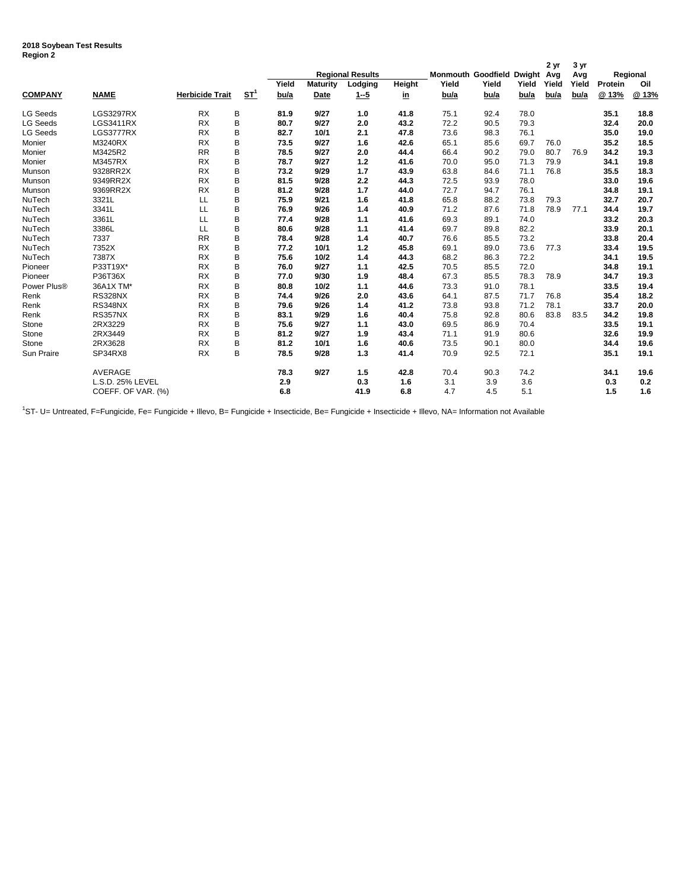**2018 Soybean Test Results**
**Region 2**

| | | | | Regional Results | | | | Monmouth | Goodfield | Dwight | 2 yr Avg | 3 yr Avg | Regional | |
|---|---|---|---|---|---|---|---|---|---|---|---|---|---|---|
| | | | | Yield | Maturity | Lodging | Height | Yield | Yield | Yield | Yield | Yield | Protein | Oil |
| **COMPANY** | **NAME** | **Herbicide Trait** | **ST[1]** | bu/a | Date | 1--5 | in | bu/a | bu/a | bu/a | bu/a | bu/a | @ 13% | @ 13% |
| LG Seeds | LGS3297RX | RX | B | **81.9** | **9/27** | **1.0** | **41.8** | 75.1 | 92.4 | 78.0 | | | **35.1** | **18.8** |
| LG Seeds | LGS3411RX | RX | B | **80.7** | **9/27** | **2.0** | **43.2** | 72.2 | 90.5 | 79.3 | | | **32.4** | **20.0** |
| LG Seeds | LGS3777RX | RX | B | **82.7** | **10/1** | **2.1** | **47.8** | 73.6 | 98.3 | 76.1 | | | **35.0** | **19.0** |
| Monier | M3240RX | RX | B | **73.5** | **9/27** | **1.6** | **42.6** | 65.1 | 85.6 | 69.7 | 76.0 | | **35.2** | **18.5** |
| Monier | M3425R2 | RR | B | **78.5** | **9/27** | **2.0** | **44.4** | 66.4 | 90.2 | 79.0 | 80.7 | 76.9 | **34.2** | **19.3** |
| Monier | M3457RX | RX | B | **78.7** | **9/27** | **1.2** | **41.6** | 70.0 | 95.0 | 71.3 | 79.9 | | **34.1** | **19.8** |
| Munson | 9328RR2X | RX | B | **73.2** | **9/29** | **1.7** | **43.9** | 63.8 | 84.6 | 71.1 | 76.8 | | **35.5** | **18.3** |
| Munson | 9349RR2X | RX | B | **81.5** | **9/28** | **2.2** | **44.3** | 72.5 | 93.9 | 78.0 | | | **33.0** | **19.6** |
| Munson | 9369RR2X | RX | B | **81.2** | **9/28** | **1.7** | **44.0** | 72.7 | 94.7 | 76.1 | | | **34.8** | **19.1** |
| NuTech | 3321L | LL | B | **75.9** | **9/21** | **1.6** | **41.8** | 65.8 | 88.2 | 73.8 | 79.3 | | **32.7** | **20.7** |
| NuTech | 3341L | LL | B | **76.9** | **9/26** | **1.4** | **40.9** | 71.2 | 87.6 | 71.8 | 78.9 | 77.1 | **34.4** | **19.7** |
| NuTech | 3361L | LL | B | **77.4** | **9/28** | **1.1** | **41.6** | 69.3 | 89.1 | 74.0 | | | **33.2** | **20.3** |
| NuTech | 3386L | LL | B | **80.6** | **9/28** | **1.1** | **41.4** | 69.7 | 89.8 | 82.2 | | | **33.9** | **20.1** |
| NuTech | 7337 | RR | B | **78.4** | **9/28** | **1.4** | **40.7** | 76.6 | 85.5 | 73.2 | | | **33.8** | **20.4** |
| NuTech | 7352X | RX | B | **77.2** | **10/1** | **1.2** | **45.8** | 69.1 | 89.0 | 73.6 | 77.3 | | **33.4** | **19.5** |
| NuTech | 7387X | RX | B | **75.6** | **10/2** | **1.4** | **44.3** | 68.2 | 86.3 | 72.2 | | | **34.1** | **19.5** |
| Pioneer | P33T19X* | RX | B | **76.0** | **9/27** | **1.1** | **42.5** | 70.5 | 85.5 | 72.0 | | | **34.8** | **19.1** |
| Pioneer | P36T36X | RX | B | **77.0** | **9/30** | **1.9** | **48.4** | 67.3 | 85.5 | 78.3 | 78.9 | | **34.7** | **19.3** |
| Power Plus® | 36A1X TM* | RX | B | **80.8** | **10/2** | **1.1** | **44.6** | 73.3 | 91.0 | 78.1 | | | **33.5** | **19.4** |
| Renk | RS328NX | RX | B | **74.4** | **9/26** | **2.0** | **43.6** | 64.1 | 87.5 | 71.7 | 76.8 | | **35.4** | **18.2** |
| Renk | RS348NX | RX | B | **79.6** | **9/26** | **1.4** | **41.2** | 73.8 | 93.8 | 71.2 | 78.1 | | **33.7** | **20.0** |
| Renk | RS357NX | RX | B | **83.1** | **9/29** | **1.6** | **40.4** | 75.8 | 92.8 | 80.6 | 83.8 | 83.5 | **34.2** | **19.8** |
| Stone | 2RX3229 | RX | B | **75.6** | **9/27** | **1.1** | **43.0** | 69.5 | 86.9 | 70.4 | | | **33.5** | **19.1** |
| Stone | 2RX3449 | RX | B | **81.2** | **9/27** | **1.9** | **43.4** | 71.1 | 91.9 | 80.6 | | | **32.6** | **19.9** |
| Stone | 2RX3628 | RX | B | **81.2** | **10/1** | **1.6** | **40.6** | 73.5 | 90.1 | 80.0 | | | **34.4** | **19.6** |
| Sun Praire | SP34RX8 | RX | B | **78.5** | **9/28** | **1.3** | **41.4** | 70.9 | 92.5 | 72.1 | | | **35.1** | **19.1** |
| | AVERAGE | | | **78.3** | **9/27** | **1.5** | **42.8** | 70.4 | 90.3 | 74.2 | | | **34.1** | **19.6** |
| | L.S.D. 25% LEVEL | | | **2.9** | | **0.3** | **1.6** | 3.1 | 3.9 | 3.6 | | | **0.3** | **0.2** |
| | COEFF. OF VAR. (%) | | | **6.8** | | **41.9** | **6.8** | 4.7 | 4.5 | 5.1 | | | **1.5** | **1.6** |

[1]ST- U= Untreated, F=Fungicide, Fe= Fungicide + Illevo, B= Fungicide + Insecticide, Be= Fungicide + Insecticide + Illevo, NA= Information not Available